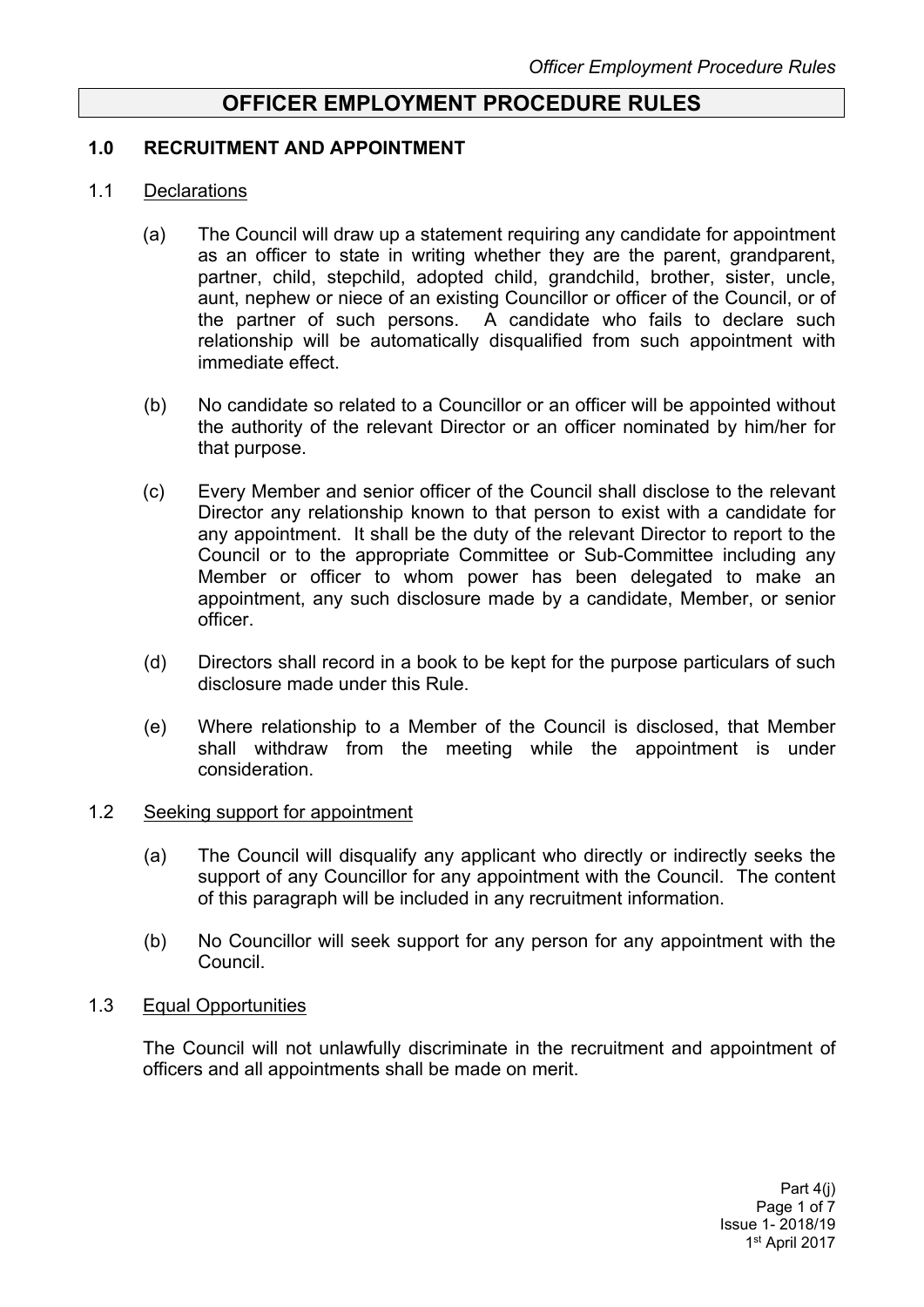# OFFICER EMPLOYMENT PROCEDURE RULES

## 1.0 RECRUITMENT AND APPOINTMENT

### 1.1 Declarations

(a) The Council will draw up a statement requiring any candidate for appointment as an officer to state in writing whether they are the parent, grandparent, partner, child, stepchild, adopted child, grandchild, brother, sister, uncle, aunt, nephew or niece of an existing Councillor or officer of the Council, or of the partner of such persons. A candidate who fails to declare such relationship will be automatically disqualified from such appointment with immediate effect.

(b) No candidate so related to a Councillor or an officer will be appointed without the authority of the relevant Director or an officer nominated by him/her for that purpose.

(c) Every Member and senior officer of the Council shall disclose to the relevant Director any relationship known to that person to exist with a candidate for any appointment. It shall be the duty of the relevant Director to report to the Council or to the appropriate Committee or Sub-Committee including any Member or officer to whom power has been delegated to make an appointment, any such disclosure made by a candidate, Member, or senior officer.

(d) Directors shall record in a book to be kept for the purpose particulars of such disclosure made under this Rule.

(e) Where relationship to a Member of the Council is disclosed, that Member shall withdraw from the meeting while the appointment is under consideration.

### 1.2 Seeking support for appointment

(a) The Council will disqualify any applicant who directly or indirectly seeks the support of any Councillor for any appointment with the Council. The content of this paragraph will be included in any recruitment information.

(b) No Councillor will seek support for any person for any appointment with the Council.

### 1.3 Equal Opportunities

The Council will not unlawfully discriminate in the recruitment and appointment of officers and all appointments shall be made on merit.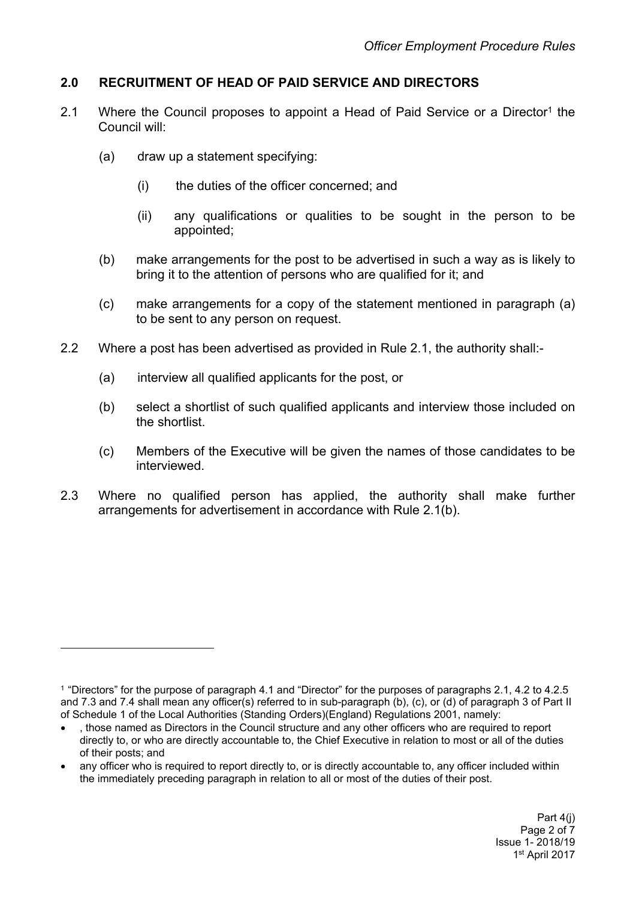## 2.0 RECRUITMENT OF HEAD OF PAID SERVICE AND DIRECTORS

2.1 Where the Council proposes to appoint a Head of Paid Service or a Director[1] the Council will:

(a) draw up a statement specifying:

(i) the duties of the officer concerned; and

(ii) any qualifications or qualities to be sought in the person to be appointed;

(b) make arrangements for the post to be advertised in such a way as is likely to bring it to the attention of persons who are qualified for it; and

(c) make arrangements for a copy of the statement mentioned in paragraph (a) to be sent to any person on request.

2.2 Where a post has been advertised as provided in Rule 2.1, the authority shall:-

(a) interview all qualified applicants for the post, or

(b) select a shortlist of such qualified applicants and interview those included on the shortlist.

(c) Members of the Executive will be given the names of those candidates to be interviewed.

2.3 Where no qualified person has applied, the authority shall make further arrangements for advertisement in accordance with Rule 2.1(b).

---

[1] "Directors" for the purpose of paragraph 4.1 and "Director" for the purposes of paragraphs 2.1, 4.2 to 4.2.5 and 7.3 and 7.4 shall mean any officer(s) referred to in sub-paragraph (b), (c), or (d) of paragraph 3 of Part II of Schedule 1 of the Local Authorities (Standing Orders)(England) Regulations 2001, namely:

- , those named as Directors in the Council structure and any other officers who are required to report directly to, or who are directly accountable to, the Chief Executive in relation to most or all of the duties of their posts; and
- any officer who is required to report directly to, or is directly accountable to, any officer included within the immediately preceding paragraph in relation to all or most of the duties of their post.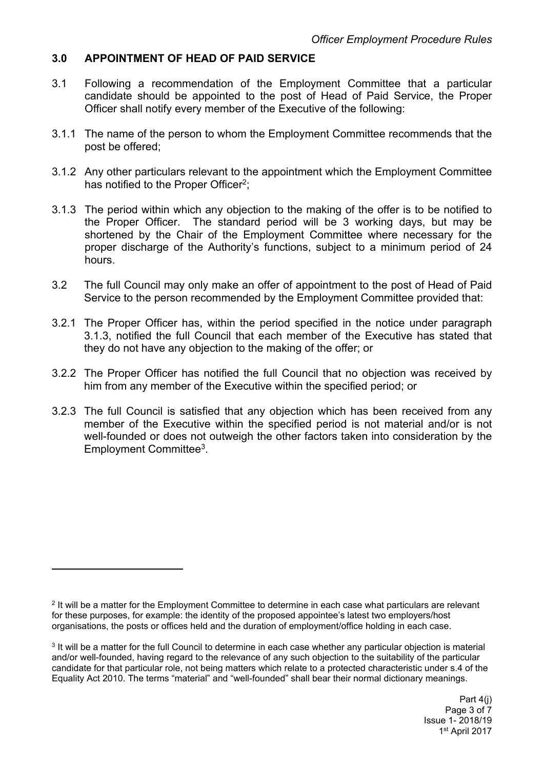## 3.0 APPOINTMENT OF HEAD OF PAID SERVICE

3.1 Following a recommendation of the Employment Committee that a particular candidate should be appointed to the post of Head of Paid Service, the Proper Officer shall notify every member of the Executive of the following:

3.1.1 The name of the person to whom the Employment Committee recommends that the post be offered;

3.1.2 Any other particulars relevant to the appointment which the Employment Committee has notified to the Proper Officer[2];

3.1.3 The period within which any objection to the making of the offer is to be notified to the Proper Officer. The standard period will be 3 working days, but may be shortened by the Chair of the Employment Committee where necessary for the proper discharge of the Authority's functions, subject to a minimum period of 24 hours.

3.2 The full Council may only make an offer of appointment to the post of Head of Paid Service to the person recommended by the Employment Committee provided that:

3.2.1 The Proper Officer has, within the period specified in the notice under paragraph 3.1.3, notified the full Council that each member of the Executive has stated that they do not have any objection to the making of the offer; or

3.2.2 The Proper Officer has notified the full Council that no objection was received by him from any member of the Executive within the specified period; or

3.2.3 The full Council is satisfied that any objection which has been received from any member of the Executive within the specified period is not material and/or is not well-founded or does not outweigh the other factors taken into consideration by the Employment Committee[3].

---

[2] It will be a matter for the Employment Committee to determine in each case what particulars are relevant for these purposes, for example: the identity of the proposed appointee's latest two employers/host organisations, the posts or offices held and the duration of employment/office holding in each case.

[3] It will be a matter for the full Council to determine in each case whether any particular objection is material and/or well-founded, having regard to the relevance of any such objection to the suitability of the particular candidate for that particular role, not being matters which relate to a protected characteristic under s.4 of the Equality Act 2010. The terms "material" and "well-founded" shall bear their normal dictionary meanings.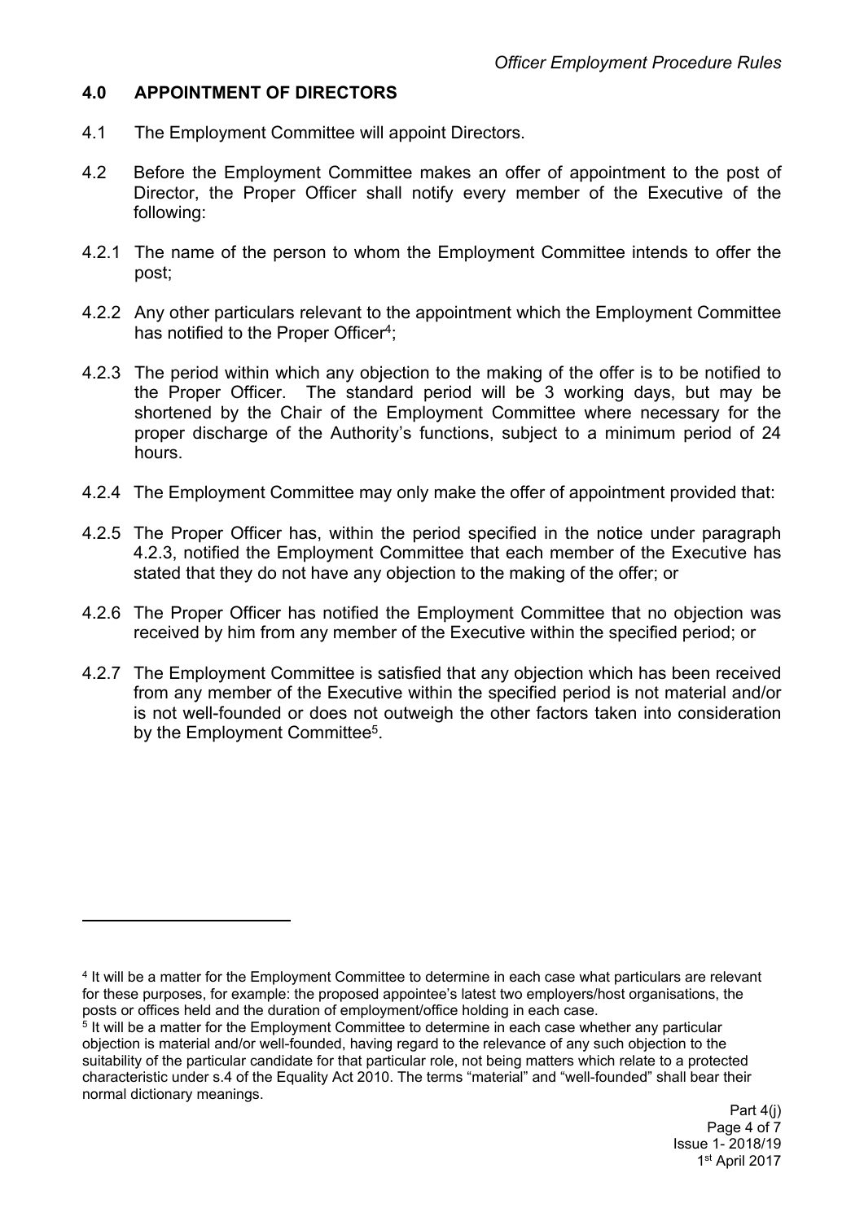## 4.0 APPOINTMENT OF DIRECTORS

4.1 The Employment Committee will appoint Directors.

4.2 Before the Employment Committee makes an offer of appointment to the post of Director, the Proper Officer shall notify every member of the Executive of the following:

4.2.1 The name of the person to whom the Employment Committee intends to offer the post;

4.2.2 Any other particulars relevant to the appointment which the Employment Committee has notified to the Proper Officer[4];

4.2.3 The period within which any objection to the making of the offer is to be notified to the Proper Officer. The standard period will be 3 working days, but may be shortened by the Chair of the Employment Committee where necessary for the proper discharge of the Authority's functions, subject to a minimum period of 24 hours.

4.2.4 The Employment Committee may only make the offer of appointment provided that:

4.2.5 The Proper Officer has, within the period specified in the notice under paragraph 4.2.3, notified the Employment Committee that each member of the Executive has stated that they do not have any objection to the making of the offer; or

4.2.6 The Proper Officer has notified the Employment Committee that no objection was received by him from any member of the Executive within the specified period; or

4.2.7 The Employment Committee is satisfied that any objection which has been received from any member of the Executive within the specified period is not material and/or is not well-founded or does not outweigh the other factors taken into consideration by the Employment Committee[5].

---

[4] It will be a matter for the Employment Committee to determine in each case what particulars are relevant for these purposes, for example: the proposed appointee's latest two employers/host organisations, the posts or offices held and the duration of employment/office holding in each case.

[5] It will be a matter for the Employment Committee to determine in each case whether any particular objection is material and/or well-founded, having regard to the relevance of any such objection to the suitability of the particular candidate for that particular role, not being matters which relate to a protected characteristic under s.4 of the Equality Act 2010. The terms "material" and "well-founded" shall bear their normal dictionary meanings.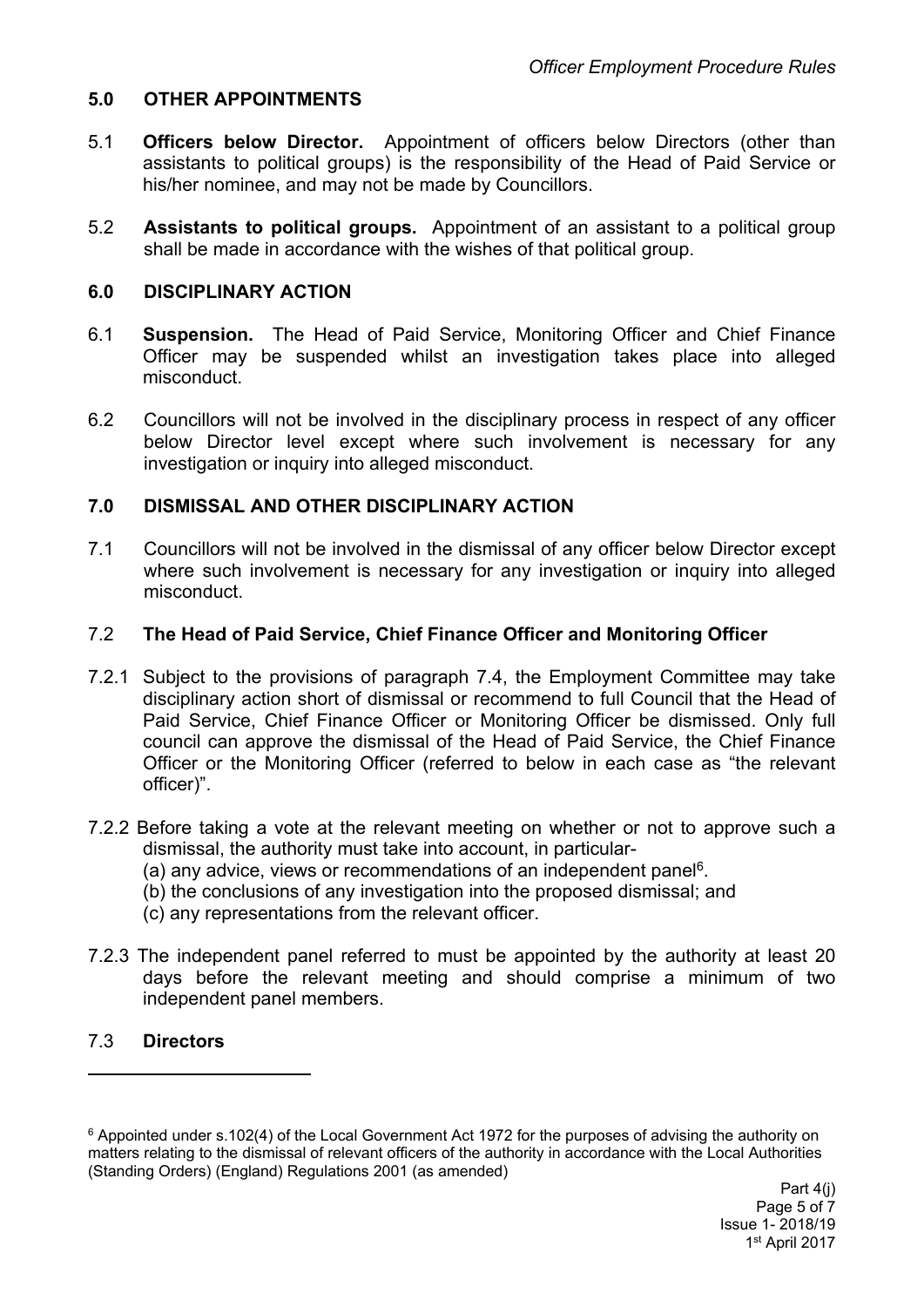## 5.0 OTHER APPOINTMENTS

5.1 **Officers below Director.** Appointment of officers below Directors (other than assistants to political groups) is the responsibility of the Head of Paid Service or his/her nominee, and may not be made by Councillors.

5.2 **Assistants to political groups.** Appointment of an assistant to a political group shall be made in accordance with the wishes of that political group.

## 6.0 DISCIPLINARY ACTION

6.1 **Suspension.** The Head of Paid Service, Monitoring Officer and Chief Finance Officer may be suspended whilst an investigation takes place into alleged misconduct.

6.2 Councillors will not be involved in the disciplinary process in respect of any officer below Director level except where such involvement is necessary for any investigation or inquiry into alleged misconduct.

## 7.0 DISMISSAL AND OTHER DISCIPLINARY ACTION

7.1 Councillors will not be involved in the dismissal of any officer below Director except where such involvement is necessary for any investigation or inquiry into alleged misconduct.

### 7.2 The Head of Paid Service, Chief Finance Officer and Monitoring Officer

7.2.1 Subject to the provisions of paragraph 7.4, the Employment Committee may take disciplinary action short of dismissal or recommend to full Council that the Head of Paid Service, Chief Finance Officer or Monitoring Officer be dismissed. Only full council can approve the dismissal of the Head of Paid Service, the Chief Finance Officer or the Monitoring Officer (referred to below in each case as "the relevant officer").

7.2.2 Before taking a vote at the relevant meeting on whether or not to approve such a dismissal, the authority must take into account, in particular-

(a) any advice, views or recommendations of an independent panel[6].

(b) the conclusions of any investigation into the proposed dismissal; and

(c) any representations from the relevant officer.

7.2.3 The independent panel referred to must be appointed by the authority at least 20 days before the relevant meeting and should comprise a minimum of two independent panel members.

### 7.3 Directors

---

[6] Appointed under s.102(4) of the Local Government Act 1972 for the purposes of advising the authority on matters relating to the dismissal of relevant officers of the authority in accordance with the Local Authorities (Standing Orders) (England) Regulations 2001 (as amended)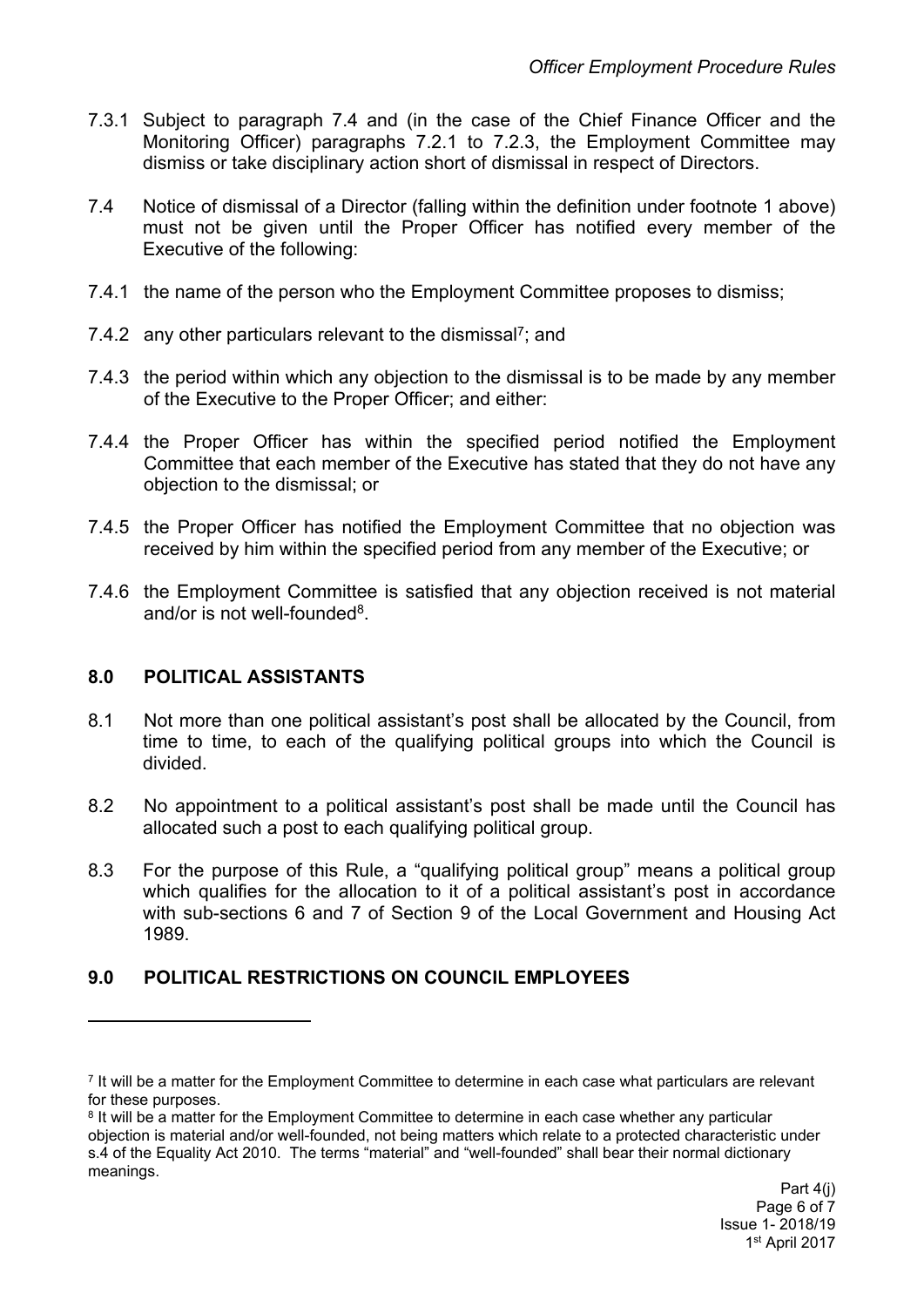7.3.1 Subject to paragraph 7.4 and (in the case of the Chief Finance Officer and the Monitoring Officer) paragraphs 7.2.1 to 7.2.3, the Employment Committee may dismiss or take disciplinary action short of dismissal in respect of Directors.

7.4 Notice of dismissal of a Director (falling within the definition under footnote 1 above) must not be given until the Proper Officer has notified every member of the Executive of the following:

7.4.1 the name of the person who the Employment Committee proposes to dismiss;

7.4.2 any other particulars relevant to the dismissal[7]; and

7.4.3 the period within which any objection to the dismissal is to be made by any member of the Executive to the Proper Officer; and either:

7.4.4 the Proper Officer has within the specified period notified the Employment Committee that each member of the Executive has stated that they do not have any objection to the dismissal; or

7.4.5 the Proper Officer has notified the Employment Committee that no objection was received by him within the specified period from any member of the Executive; or

7.4.6 the Employment Committee is satisfied that any objection received is not material and/or is not well-founded[8].

## 8.0 POLITICAL ASSISTANTS

8.1 Not more than one political assistant's post shall be allocated by the Council, from time to time, to each of the qualifying political groups into which the Council is divided.

8.2 No appointment to a political assistant's post shall be made until the Council has allocated such a post to each qualifying political group.

8.3 For the purpose of this Rule, a "qualifying political group" means a political group which qualifies for the allocation to it of a political assistant's post in accordance with sub-sections 6 and 7 of Section 9 of the Local Government and Housing Act 1989.

## 9.0 POLITICAL RESTRICTIONS ON COUNCIL EMPLOYEES

---

[7] It will be a matter for the Employment Committee to determine in each case what particulars are relevant for these purposes.

[8] It will be a matter for the Employment Committee to determine in each case whether any particular objection is material and/or well-founded, not being matters which relate to a protected characteristic under s.4 of the Equality Act 2010. The terms "material" and "well-founded" shall bear their normal dictionary meanings.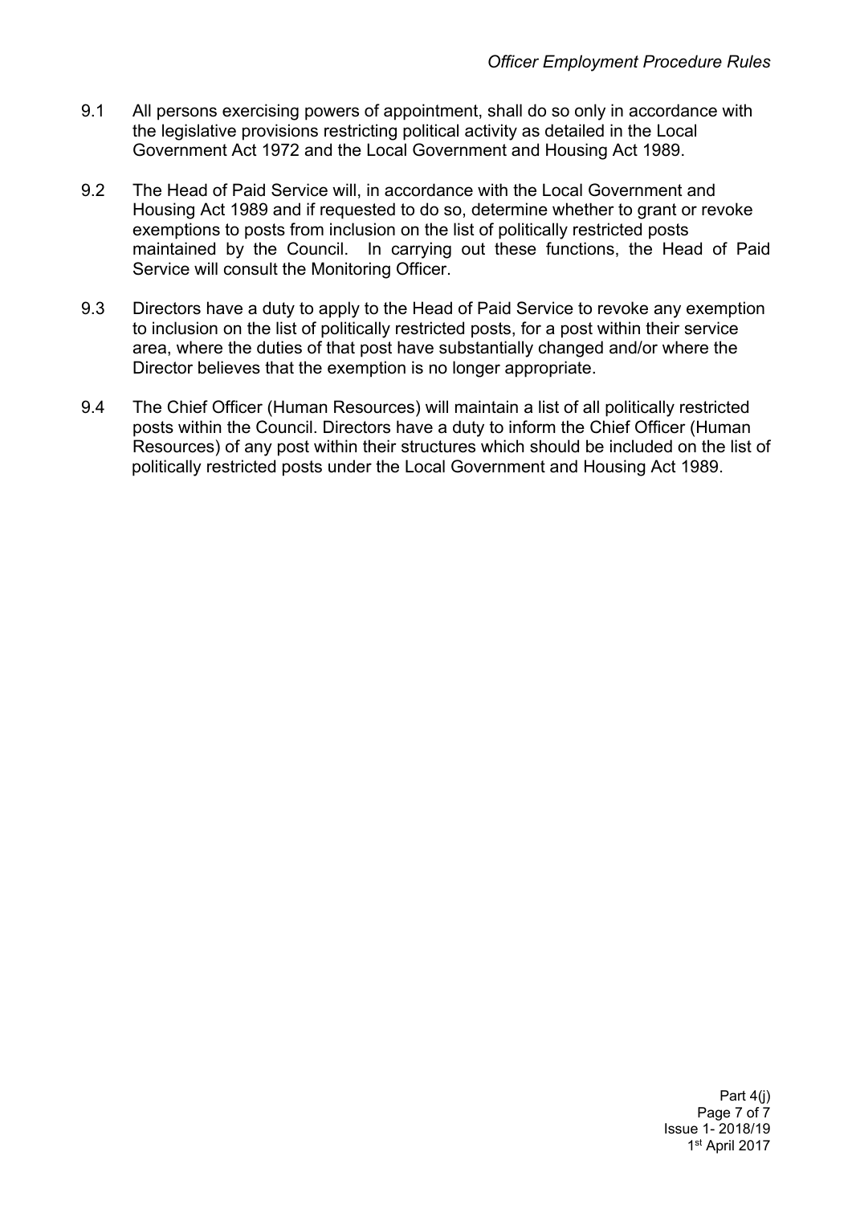9.1 All persons exercising powers of appointment, shall do so only in accordance with the legislative provisions restricting political activity as detailed in the Local Government Act 1972 and the Local Government and Housing Act 1989.

9.2 The Head of Paid Service will, in accordance with the Local Government and Housing Act 1989 and if requested to do so, determine whether to grant or revoke exemptions to posts from inclusion on the list of politically restricted posts maintained by the Council. In carrying out these functions, the Head of Paid Service will consult the Monitoring Officer.

9.3 Directors have a duty to apply to the Head of Paid Service to revoke any exemption to inclusion on the list of politically restricted posts, for a post within their service area, where the duties of that post have substantially changed and/or where the Director believes that the exemption is no longer appropriate.

9.4 The Chief Officer (Human Resources) will maintain a list of all politically restricted posts within the Council. Directors have a duty to inform the Chief Officer (Human Resources) of any post within their structures which should be included on the list of politically restricted posts under the Local Government and Housing Act 1989.